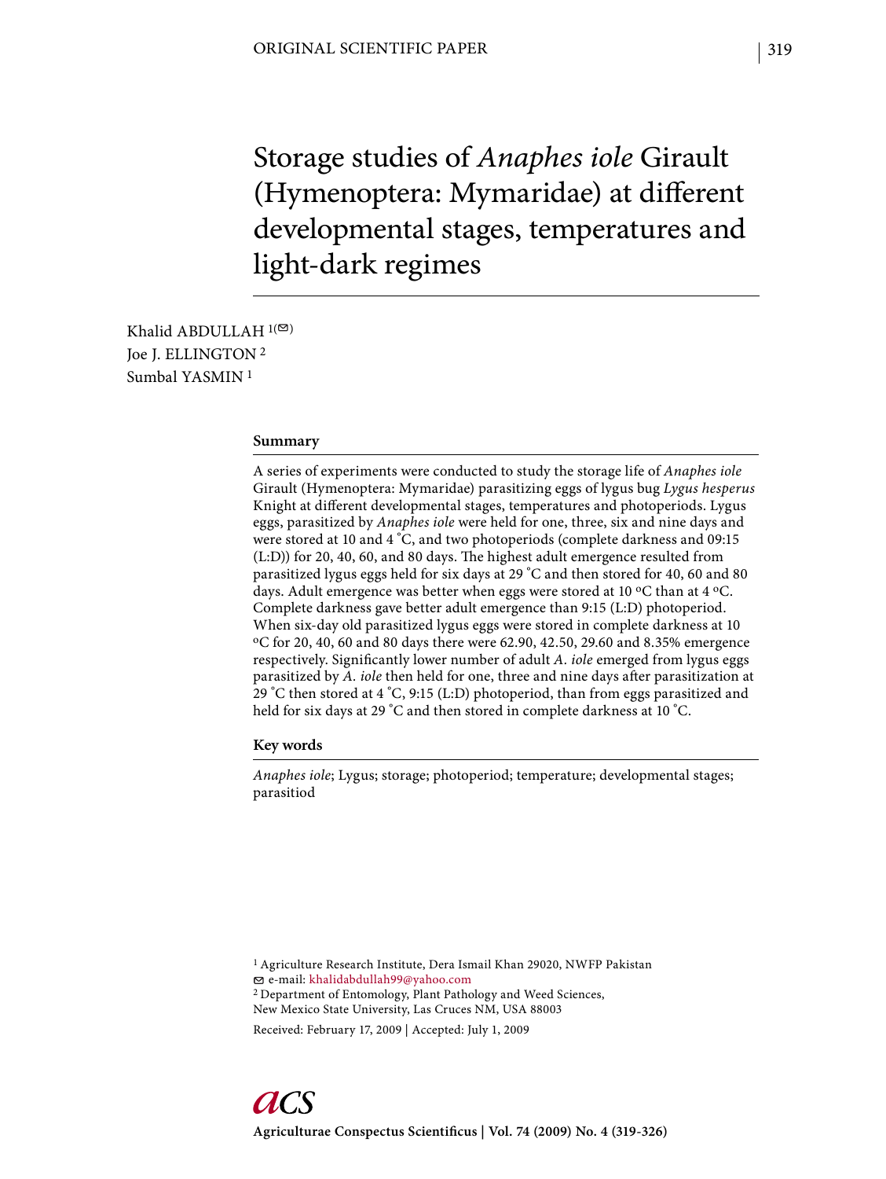ORIGINAL SCIENTIFIC PAPER

# Storage studies of *Anaphes iole* Girault (Hymenoptera: Mymaridae) at different developmental stages, temperatures and light-dark regimes

Khalid ABDULLAH [1(✉)]
Joe J. ELLINGTON [2]
Sumbal YASMIN [1]

## Summary

A series of experiments were conducted to study the storage life of *Anaphes iole* Girault (Hymenoptera: Mymaridae) parasitizing eggs of lygus bug *Lygus hesperus* Knight at different developmental stages, temperatures and photoperiods. Lygus eggs, parasitized by *Anaphes iole* were held for one, three, six and nine days and were stored at 10 and 4 ˚C, and two photoperiods (complete darkness and 09:15 (L:D)) for 20, 40, 60, and 80 days. The highest adult emergence resulted from parasitized lygus eggs held for six days at 29 ˚C and then stored for 40, 60 and 80 days. Adult emergence was better when eggs were stored at 10 ºC than at 4 ºC. Complete darkness gave better adult emergence than 9:15 (L:D) photoperiod. When six-day old parasitized lygus eggs were stored in complete darkness at 10 ºC for 20, 40, 60 and 80 days there were 62.90, 42.50, 29.60 and 8.35% emergence respectively. Significantly lower number of adult *A. iole* emerged from lygus eggs parasitized by *A. iole* then held for one, three and nine days after parasitization at 29 ˚C then stored at 4 ˚C, 9:15 (L:D) photoperiod, than from eggs parasitized and held for six days at 29 ˚C and then stored in complete darkness at 10 ˚C.

## Key words

*Anaphes iole*; Lygus; storage; photoperiod; temperature; developmental stages; parasitiod

[1] Agriculture Research Institute, Dera Ismail Khan 29020, NWFP Pakistan
✉ e-mail: khalidabdullah99@yahoo.com
[2] Department of Entomology, Plant Pathology and Weed Sciences, New Mexico State University, Las Cruces NM, USA 88003

Received: February 17, 2009 | Accepted: July 1, 2009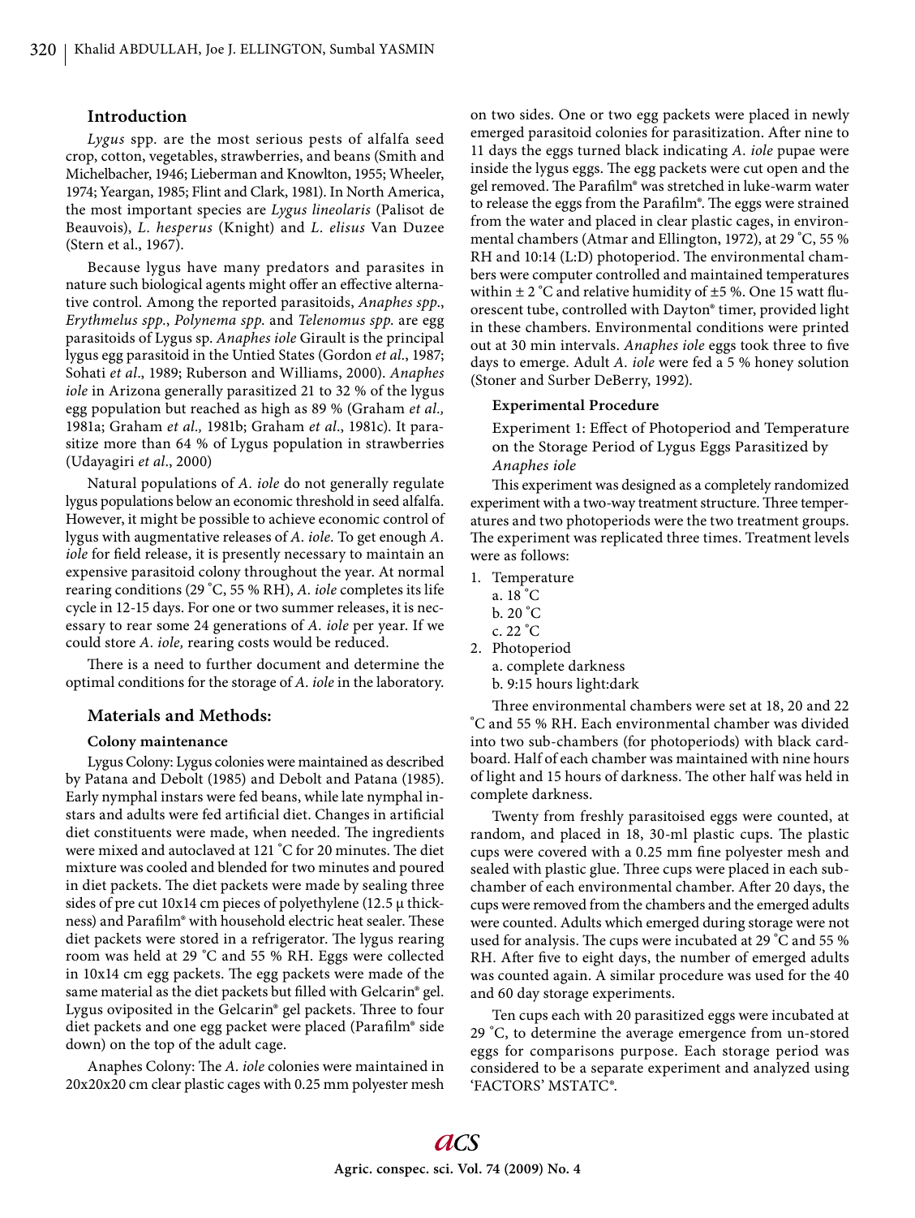## Introduction

*Lygus* spp. are the most serious pests of alfalfa seed crop, cotton, vegetables, strawberries, and beans (Smith and Michelbacher, 1946; Lieberman and Knowlton, 1955; Wheeler, 1974; Yeargan, 1985; Flint and Clark, 1981). In North America, the most important species are *Lygus lineolaris* (Palisot de Beauvois), *L. hesperus* (Knight) and *L. elisus* Van Duzee (Stern et al., 1967).

Because lygus have many predators and parasites in nature such biological agents might offer an effective alternative control. Among the reported parasitoids, *Anaphes spp*., *Erythmelus spp*., *Polynema spp.* and *Telenomus spp.* are egg parasitoids of Lygus sp. *Anaphes iole* Girault is the principal lygus egg parasitoid in the Untied States (Gordon *et al*., 1987; Sohati *et al*., 1989; Ruberson and Williams, 2000). *Anaphes iole* in Arizona generally parasitized 21 to 32 % of the lygus egg population but reached as high as 89 % (Graham *et al.,* 1981a; Graham *et al.,* 1981b; Graham *et al*., 1981c). It parasitize more than 64 % of Lygus population in strawberries (Udayagiri *et al*., 2000)

Natural populations of *A. iole* do not generally regulate lygus populations below an economic threshold in seed alfalfa. However, it might be possible to achieve economic control of lygus with augmentative releases of *A. iole*. To get enough *A. iole* for field release, it is presently necessary to maintain an expensive parasitoid colony throughout the year. At normal rearing conditions (29 ˚C, 55 % RH), *A. iole* completes its life cycle in 12-15 days. For one or two summer releases, it is necessary to rear some 24 generations of *A. iole* per year. If we could store *A. iole,* rearing costs would be reduced.

There is a need to further document and determine the optimal conditions for the storage of *A. iole* in the laboratory.

## Materials and Methods:

### Colony maintenance

Lygus Colony: Lygus colonies were maintained as described by Patana and Debolt (1985) and Debolt and Patana (1985). Early nymphal instars were fed beans, while late nymphal instars and adults were fed artificial diet. Changes in artificial diet constituents were made, when needed. The ingredients were mixed and autoclaved at 121 ˚C for 20 minutes. The diet mixture was cooled and blended for two minutes and poured in diet packets. The diet packets were made by sealing three sides of pre cut 10x14 cm pieces of polyethylene (12.5 µ thickness) and Parafilm® with household electric heat sealer. These diet packets were stored in a refrigerator. The lygus rearing room was held at 29 ˚C and 55 % RH. Eggs were collected in 10x14 cm egg packets. The egg packets were made of the same material as the diet packets but filled with Gelcarin® gel. Lygus oviposited in the Gelcarin® gel packets. Three to four diet packets and one egg packet were placed (Parafilm® side down) on the top of the adult cage.

Anaphes Colony: The *A. iole* colonies were maintained in 20x20x20 cm clear plastic cages with 0.25 mm polyester mesh on two sides. One or two egg packets were placed in newly emerged parasitoid colonies for parasitization. After nine to 11 days the eggs turned black indicating *A. iole* pupae were inside the lygus eggs. The egg packets were cut open and the gel removed. The Parafilm® was stretched in luke-warm water to release the eggs from the Parafilm®. The eggs were strained from the water and placed in clear plastic cages, in environmental chambers (Atmar and Ellington, 1972), at 29 ˚C, 55 % RH and 10:14 (L:D) photoperiod. The environmental chambers were computer controlled and maintained temperatures within ± 2 ˚C and relative humidity of ±5 %. One 15 watt fluorescent tube, controlled with Dayton® timer, provided light in these chambers. Environmental conditions were printed out at 30 min intervals. *Anaphes iole* eggs took three to five days to emerge. Adult *A. iole* were fed a 5 % honey solution (Stoner and Surber DeBerry, 1992).

### Experimental Procedure

Experiment 1: Effect of Photoperiod and Temperature on the Storage Period of Lygus Eggs Parasitized by *Anaphes iole*

This experiment was designed as a completely randomized experiment with a two-way treatment structure. Three temperatures and two photoperiods were the two treatment groups. The experiment was replicated three times. Treatment levels were as follows:

1. Temperature
   a. 18 ˚C
   b. 20 ˚C
   c. 22 ˚C
2. Photoperiod
   a. complete darkness
   b. 9:15 hours light:dark

Three environmental chambers were set at 18, 20 and 22 ˚C and 55 % RH. Each environmental chamber was divided into two sub-chambers (for photoperiods) with black cardboard. Half of each chamber was maintained with nine hours of light and 15 hours of darkness. The other half was held in complete darkness.

Twenty from freshly parasitoised eggs were counted, at random, and placed in 18, 30-ml plastic cups. The plastic cups were covered with a 0.25 mm fine polyester mesh and sealed with plastic glue. Three cups were placed in each subchamber of each environmental chamber. After 20 days, the cups were removed from the chambers and the emerged adults were counted. Adults which emerged during storage were not used for analysis. The cups were incubated at 29 ˚C and 55 % RH. After five to eight days, the number of emerged adults was counted again. A similar procedure was used for the 40 and 60 day storage experiments.

Ten cups each with 20 parasitized eggs were incubated at 29 ˚C, to determine the average emergence from un-stored eggs for comparisons purpose. Each storage period was considered to be a separate experiment and analyzed using 'FACTORS' MSTATC®.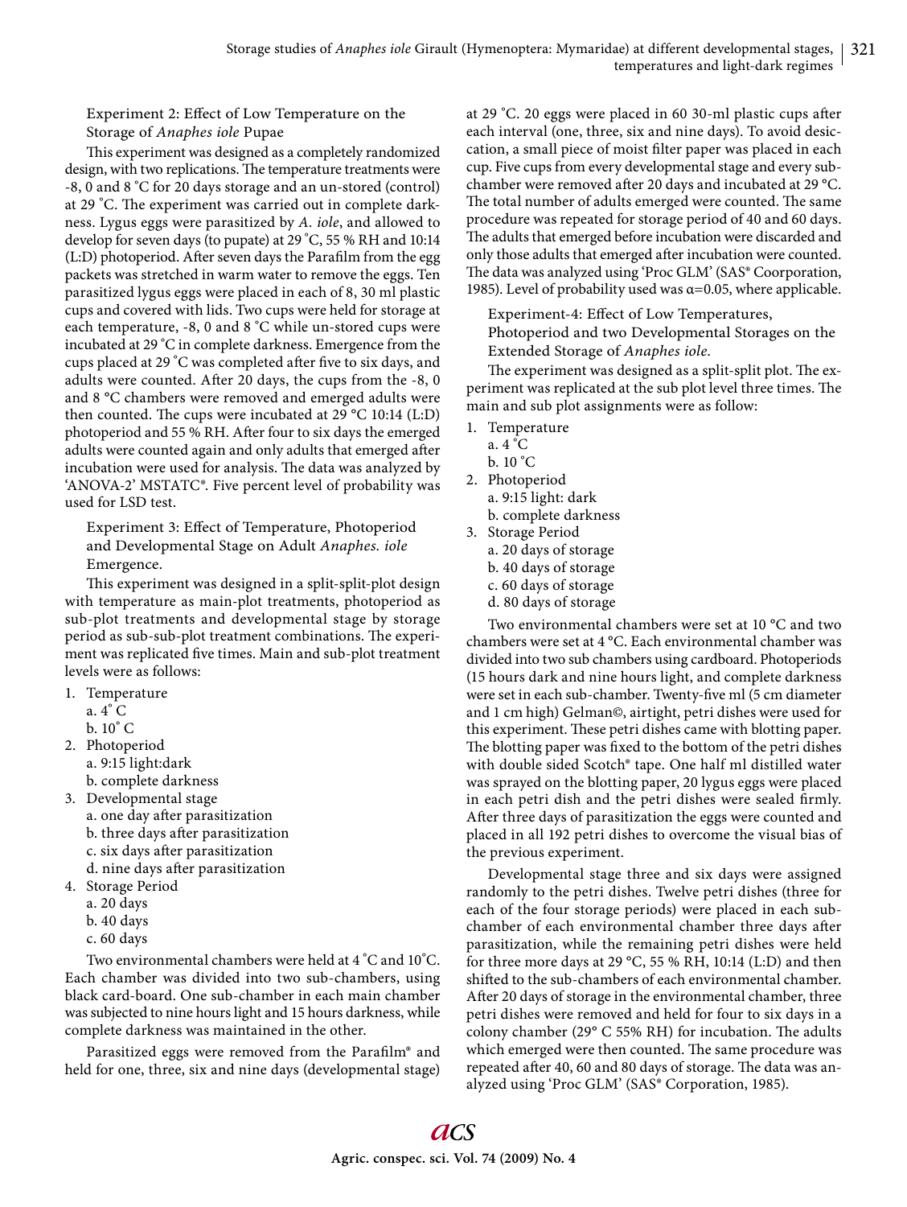### Experiment 2: Effect of Low Temperature on the Storage of *Anaphes iole* Pupae

This experiment was designed as a completely randomized design, with two replications. The temperature treatments were -8, 0 and 8 ˚C for 20 days storage and an un-stored (control) at 29 ˚C. The experiment was carried out in complete darkness. Lygus eggs were parasitized by *A. iole*, and allowed to develop for seven days (to pupate) at 29 ˚C, 55 % RH and 10:14 (L:D) photoperiod. After seven days the Parafilm from the egg packets was stretched in warm water to remove the eggs. Ten parasitized lygus eggs were placed in each of 8, 30 ml plastic cups and covered with lids. Two cups were held for storage at each temperature, -8, 0 and 8 ˚C while un-stored cups were incubated at 29 ˚C in complete darkness. Emergence from the cups placed at 29 ˚C was completed after five to six days, and adults were counted. After 20 days, the cups from the -8, 0 and 8 °C chambers were removed and emerged adults were then counted. The cups were incubated at 29 °C 10:14 (L:D) photoperiod and 55 % RH. After four to six days the emerged adults were counted again and only adults that emerged after incubation were used for analysis. The data was analyzed by 'ANOVA-2' MSTATC®. Five percent level of probability was used for LSD test.

### Experiment 3: Effect of Temperature, Photoperiod and Developmental Stage on Adult *Anaphes. iole* Emergence.

This experiment was designed in a split-split-plot design with temperature as main-plot treatments, photoperiod as sub-plot treatments and developmental stage by storage period as sub-sub-plot treatment combinations. The experiment was replicated five times. Main and sub-plot treatment levels were as follows:

1. Temperature
   a. 4˚ C
   b. 10˚ C
2. Photoperiod
   a. 9:15 light:dark
   b. complete darkness
3. Developmental stage
   a. one day after parasitization
   b. three days after parasitization
   c. six days after parasitization
   d. nine days after parasitization
4. Storage Period
   a. 20 days
   b. 40 days
   c. 60 days

Two environmental chambers were held at 4 ˚C and 10˚C. Each chamber was divided into two sub-chambers, using black card-board. One sub-chamber in each main chamber was subjected to nine hours light and 15 hours darkness, while complete darkness was maintained in the other.

Parasitized eggs were removed from the Parafilm® and held for one, three, six and nine days (developmental stage) at 29 ˚C. 20 eggs were placed in 60 30-ml plastic cups after each interval (one, three, six and nine days). To avoid desiccation, a small piece of moist filter paper was placed in each cup. Five cups from every developmental stage and every sub-chamber were removed after 20 days and incubated at 29 °C. The total number of adults emerged were counted. The same procedure was repeated for storage period of 40 and 60 days. The adults that emerged before incubation were discarded and only those adults that emerged after incubation were counted. The data was analyzed using 'Proc GLM' (SAS® Coorporation, 1985). Level of probability used was α=0.05, where applicable.

### Experiment-4: Effect of Low Temperatures, Photoperiod and two Developmental Storages on the Extended Storage of *Anaphes iole.*

The experiment was designed as a split-split plot. The experiment was replicated at the sub plot level three times. The main and sub plot assignments were as follow:

1. Temperature
   a. 4 ˚C
   b. 10 ˚C
2. Photoperiod
   a. 9:15 light: dark
   b. complete darkness
3. Storage Period
   a. 20 days of storage
   b. 40 days of storage
   c. 60 days of storage
   d. 80 days of storage

Two environmental chambers were set at 10 °C and two chambers were set at 4 °C. Each environmental chamber was divided into two sub chambers using cardboard. Photoperiods (15 hours dark and nine hours light, and complete darkness were set in each sub-chamber. Twenty-five ml (5 cm diameter and 1 cm high) Gelman©, airtight, petri dishes were used for this experiment. These petri dishes came with blotting paper. The blotting paper was fixed to the bottom of the petri dishes with double sided Scotch® tape. One half ml distilled water was sprayed on the blotting paper, 20 lygus eggs were placed in each petri dish and the petri dishes were sealed firmly. After three days of parasitization the eggs were counted and placed in all 192 petri dishes to overcome the visual bias of the previous experiment.

Developmental stage three and six days were assigned randomly to the petri dishes. Twelve petri dishes (three for each of the four storage periods) were placed in each sub-chamber of each environmental chamber three days after parasitization, while the remaining petri dishes were held for three more days at 29 °C, 55 % RH, 10:14 (L:D) and then shifted to the sub-chambers of each environmental chamber. After 20 days of storage in the environmental chamber, three petri dishes were removed and held for four to six days in a colony chamber (29° C 55% RH) for incubation. The adults which emerged were then counted. The same procedure was repeated after 40, 60 and 80 days of storage. The data was analyzed using 'Proc GLM' (SAS® Corporation, 1985).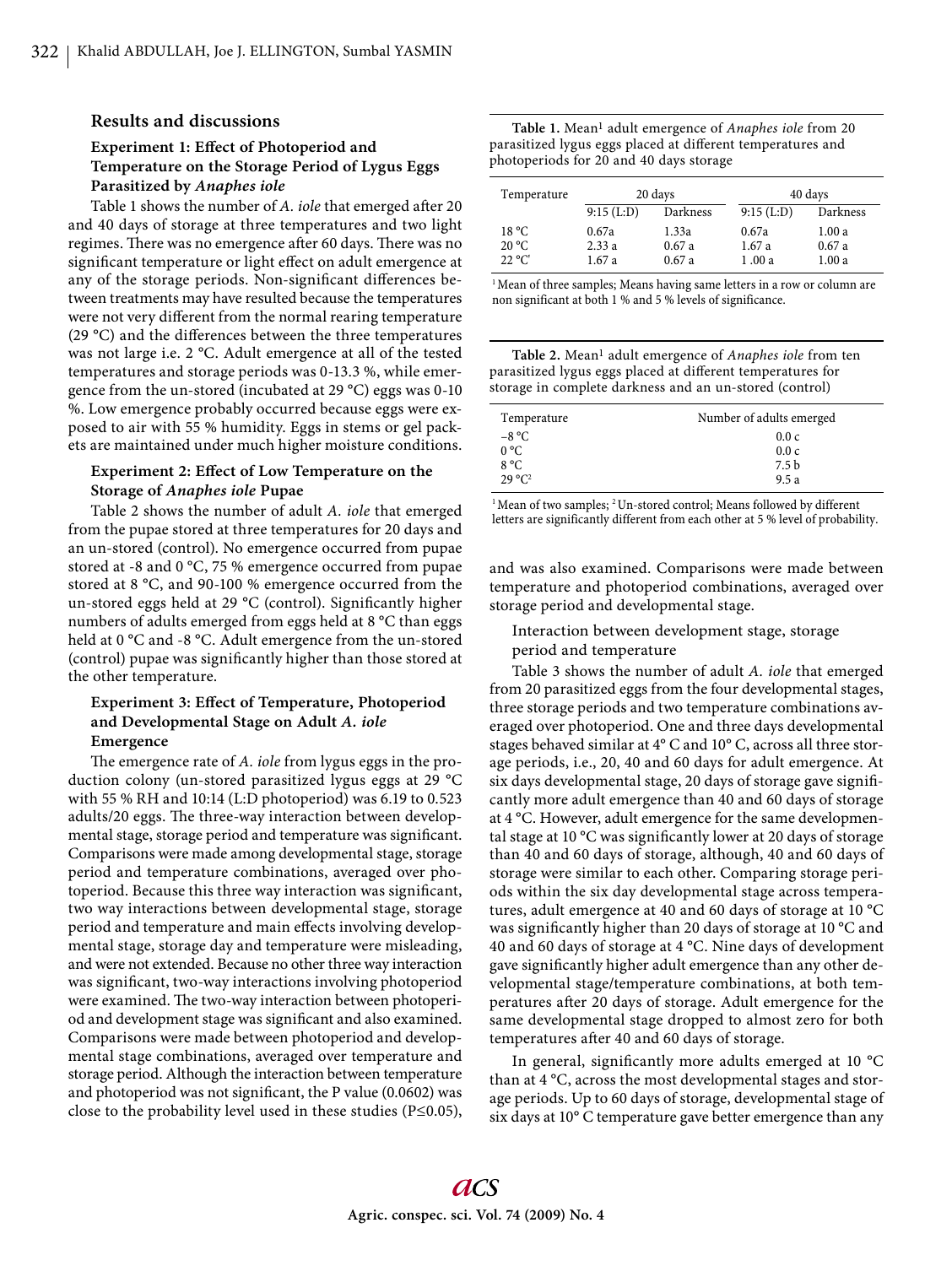## Results and discussions

### Experiment 1: Effect of Photoperiod and Temperature on the Storage Period of Lygus Eggs Parasitized by *Anaphes iole*

Table 1 shows the number of *A. iole* that emerged after 20 and 40 days of storage at three temperatures and two light regimes. There was no emergence after 60 days. There was no significant temperature or light effect on adult emergence at any of the storage periods. Non-significant differences between treatments may have resulted because the temperatures were not very different from the normal rearing temperature (29 °C) and the differences between the three temperatures was not large i.e. 2 °C. Adult emergence at all of the tested temperatures and storage periods was 0-13.3 %, while emergence from the un-stored (incubated at 29 °C) eggs was 0-10 %. Low emergence probably occurred because eggs were exposed to air with 55 % humidity. Eggs in stems or gel packets are maintained under much higher moisture conditions.

### Experiment 2: Effect of Low Temperature on the Storage of *Anaphes iole* Pupae

Table 2 shows the number of adult *A. iole* that emerged from the pupae stored at three temperatures for 20 days and an un-stored (control). No emergence occurred from pupae stored at -8 and 0 °C, 75 % emergence occurred from pupae stored at 8 °C, and 90-100 % emergence occurred from the un-stored eggs held at 29 °C (control). Significantly higher numbers of adults emerged from eggs held at 8 °C than eggs held at 0 °C and -8 °C. Adult emergence from the un-stored (control) pupae was significantly higher than those stored at the other temperature.

### Experiment 3: Effect of Temperature, Photoperiod and Developmental Stage on Adult *A. iole* Emergence

The emergence rate of *A. iole* from lygus eggs in the production colony (un-stored parasitized lygus eggs at 29 °C with 55 % RH and 10:14 (L:D photoperiod) was 6.19 to 0.523 adults/20 eggs. The three-way interaction between developmental stage, storage period and temperature was significant. Comparisons were made among developmental stage, storage period and temperature combinations, averaged over photoperiod. Because this three way interaction was significant, two way interactions between developmental stage, storage period and temperature and main effects involving developmental stage, storage day and temperature were misleading, and were not extended. Because no other three way interaction was significant, two-way interactions involving photoperiod were examined. The two-way interaction between photoperiod and development stage was significant and also examined. Comparisons were made between photoperiod and developmental stage combinations, averaged over temperature and storage period. Although the interaction between temperature and photoperiod was not significant, the P value (0.0602) was close to the probability level used in these studies ($P \leq 0.05$), and was also examined. Comparisons were made between temperature and photoperiod combinations, averaged over storage period and developmental stage.

**Table 1.** Mean[1] adult emergence of *Anaphes iole* from 20 parasitized lygus eggs placed at different temperatures and photoperiods for 20 and 40 days storage

| Temperature | 20 days | | 40 days | |
|---|---|---|---|---|
| | 9:15 (L:D) | Darkness | 9:15 (L:D) | Darkness |
| 18 °C | 0.67a | 1.33a | 0.67a | 1.00 a |
| 20 °C | 2.33 a | 0.67 a | 1.67 a | 0.67 a |
| 22 °C' | 1.67 a | 0.67 a | 1 .00 a | 1.00 a |

[1] Mean of three samples; Means having same letters in a row or column are non significant at both 1 % and 5 % levels of significance.

**Table 2.** Mean[1] adult emergence of *Anaphes iole* from ten parasitized lygus eggs placed at different temperatures for storage in complete darkness and an un-stored (control)

| Temperature | Number of adults emerged |
|---|---|
| −8 °C | 0.0 c |
| 0 °C | 0.0 c |
| 8 °C | 7.5 b |
| 29 °C[2] | 9.5 a |

[1] Mean of two samples; [2] Un-stored control; Means followed by different letters are significantly different from each other at 5 % level of probability.

Interaction between development stage, storage period and temperature

Table 3 shows the number of adult *A. iole* that emerged from 20 parasitized eggs from the four developmental stages, three storage periods and two temperature combinations averaged over photoperiod. One and three days developmental stages behaved similar at 4° C and 10° C, across all three storage periods, i.e., 20, 40 and 60 days for adult emergence. At six days developmental stage, 20 days of storage gave significantly more adult emergence than 40 and 60 days of storage at 4 °C. However, adult emergence for the same developmental stage at 10 °C was significantly lower at 20 days of storage than 40 and 60 days of storage, although, 40 and 60 days of storage were similar to each other. Comparing storage periods within the six day developmental stage across temperatures, adult emergence at 40 and 60 days of storage at 10 °C was significantly higher than 20 days of storage at 10 °C and 40 and 60 days of storage at 4 °C. Nine days of development gave significantly higher adult emergence than any other developmental stage/temperature combinations, at both temperatures after 20 days of storage. Adult emergence for the same developmental stage dropped to almost zero for both temperatures after 40 and 60 days of storage.

In general, significantly more adults emerged at 10 °C than at 4 °C, across the most developmental stages and storage periods. Up to 60 days of storage, developmental stage of six days at 10° C temperature gave better emergence than any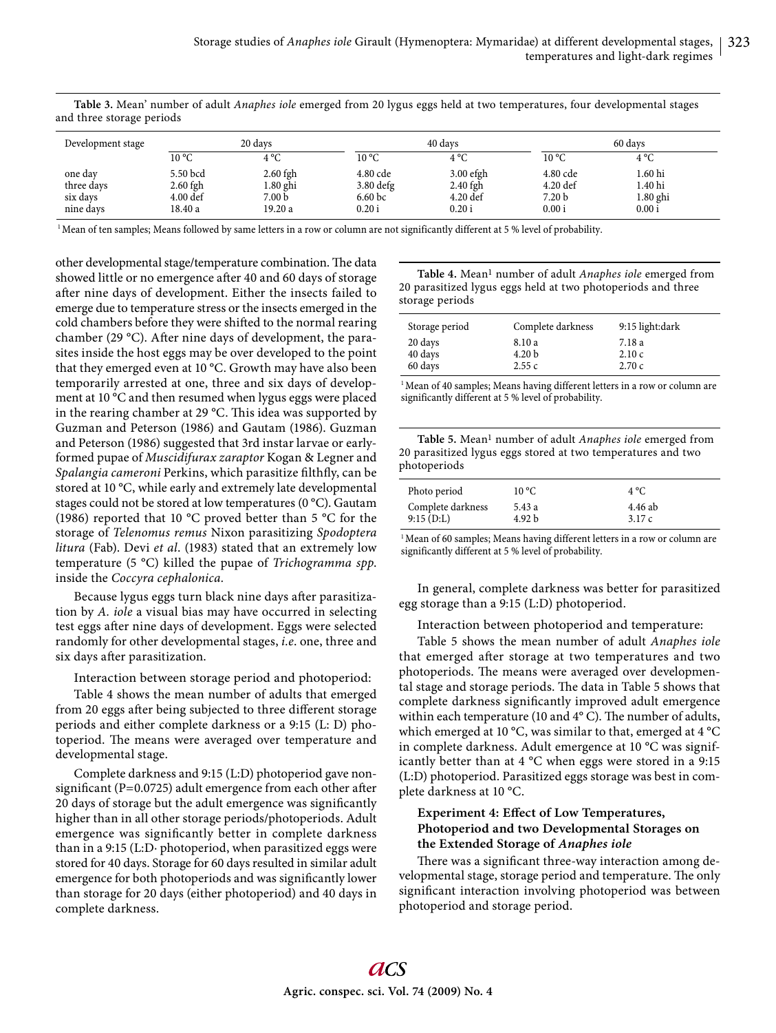**Table 3.** Mean' number of adult *Anaphes iole* emerged from 20 lygus eggs held at two temperatures, four developmental stages and three storage periods

| Development stage | 20 days | | 40 days | | 60 days | |
|---|---|---|---|---|---|---|
| | 10 °C | 4 °C | 10 °C | 4 °C | 10 °C | 4 °C |
| one day | 5.50 bcd | 2.60 fgh | 4.80 cde | 3.00 efgh | 4.80 cde | 1.60 hi |
| three days | 2.60 fgh | 1.80 ghi | 3.80 defg | 2.40 fgh | 4.20 def | 1.40 hi |
| six days | 4.00 def | 7.00 b | 6.60 bc | 4.20 def | 7.20 b | 1.80 ghi |
| nine days | 18.40 a | 19.20 a | 0.20 i | 0.20 i | 0.00 i | 0.00 i |

[1] Mean of ten samples; Means followed by same letters in a row or column are not significantly different at 5 % level of probability.

other developmental stage/temperature combination. The data showed little or no emergence after 40 and 60 days of storage after nine days of development. Either the insects failed to emerge due to temperature stress or the insects emerged in the cold chambers before they were shifted to the normal rearing chamber (29 °C). After nine days of development, the parasites inside the host eggs may be over developed to the point that they emerged even at 10 °C. Growth may have also been temporarily arrested at one, three and six days of development at 10 °C and then resumed when lygus eggs were placed in the rearing chamber at 29 °C. This idea was supported by Guzman and Peterson (1986) and Gautam (1986). Guzman and Peterson (1986) suggested that 3rd instar larvae or early-formed pupae of *Muscidifurax zaraptor* Kogan & Legner and *Spalangia cameroni* Perkins, which parasitize filthfly, can be stored at 10 °C, while early and extremely late developmental stages could not be stored at low temperatures (0 °C). Gautam (1986) reported that 10 °C proved better than 5 °C for the storage of *Telenomus remus* Nixon parasitizing *Spodoptera litura* (Fab). Devi *et al*. (1983) stated that an extremely low temperature (5 °C) killed the pupae of *Trichogramma spp.* inside the *Coccyra cephalonica.*

Because lygus eggs turn black nine days after parasitization by *A. iole* a visual bias may have occurred in selecting test eggs after nine days of development. Eggs were selected randomly for other developmental stages, *i.e.* one, three and six days after parasitization.

Interaction between storage period and photoperiod:

Table 4 shows the mean number of adults that emerged from 20 eggs after being subjected to three different storage periods and either complete darkness or a 9:15 (L: D) photoperiod. The means were averaged over temperature and developmental stage.

Complete darkness and 9:15 (L:D) photoperiod gave non-significant (P=0.0725) adult emergence from each other after 20 days of storage but the adult emergence was significantly higher than in all other storage periods/photoperiods. Adult emergence was significantly better in complete darkness than in a 9:15 (L:D· photoperiod, when parasitized eggs were stored for 40 days. Storage for 60 days resulted in similar adult emergence for both photoperiods and was significantly lower than storage for 20 days (either photoperiod) and 40 days in complete darkness.

**Table 4.** Mean[1] number of adult *Anaphes iole* emerged from 20 parasitized lygus eggs held at two photoperiods and three storage periods

| Storage period | Complete darkness | 9:15 light:dark |
|---|---|---|
| 20 days | 8.10 a | 7.18 a |
| 40 days | 4.20 b | 2.10 c |
| 60 days | 2.55 c | 2.70 c |

[1] Mean of 40 samples; Means having different letters in a row or column are significantly different at 5 % level of probability.

**Table 5.** Mean[1] number of adult *Anaphes iole* emerged from 20 parasitized lygus eggs stored at two temperatures and two photoperiods

| Photo period | 10 °C | 4 °C |
|---|---|---|
| Complete darkness | 5.43 a | 4.46 ab |
| 9:15 (D:L) | 4.92 b | 3.17 c |

[1] Mean of 60 samples; Means having different letters in a row or column are significantly different at 5 % level of probability.

In general, complete darkness was better for parasitized egg storage than a 9:15 (L:D) photoperiod.

Interaction between photoperiod and temperature:

Table 5 shows the mean number of adult *Anaphes iole* that emerged after storage at two temperatures and two photoperiods. The means were averaged over developmental stage and storage periods. The data in Table 5 shows that complete darkness significantly improved adult emergence within each temperature (10 and 4° C). The number of adults, which emerged at 10 °C, was similar to that, emerged at 4 °C in complete darkness. Adult emergence at 10 °C was significantly better than at 4 °C when eggs were stored in a 9:15 (L:D) photoperiod. Parasitized eggs storage was best in complete darkness at 10 °C.

### Experiment 4: Effect of Low Temperatures, Photoperiod and two Developmental Storages on the Extended Storage of *Anaphes iole*

There was a significant three-way interaction among developmental stage, storage period and temperature. The only significant interaction involving photoperiod was between photoperiod and storage period.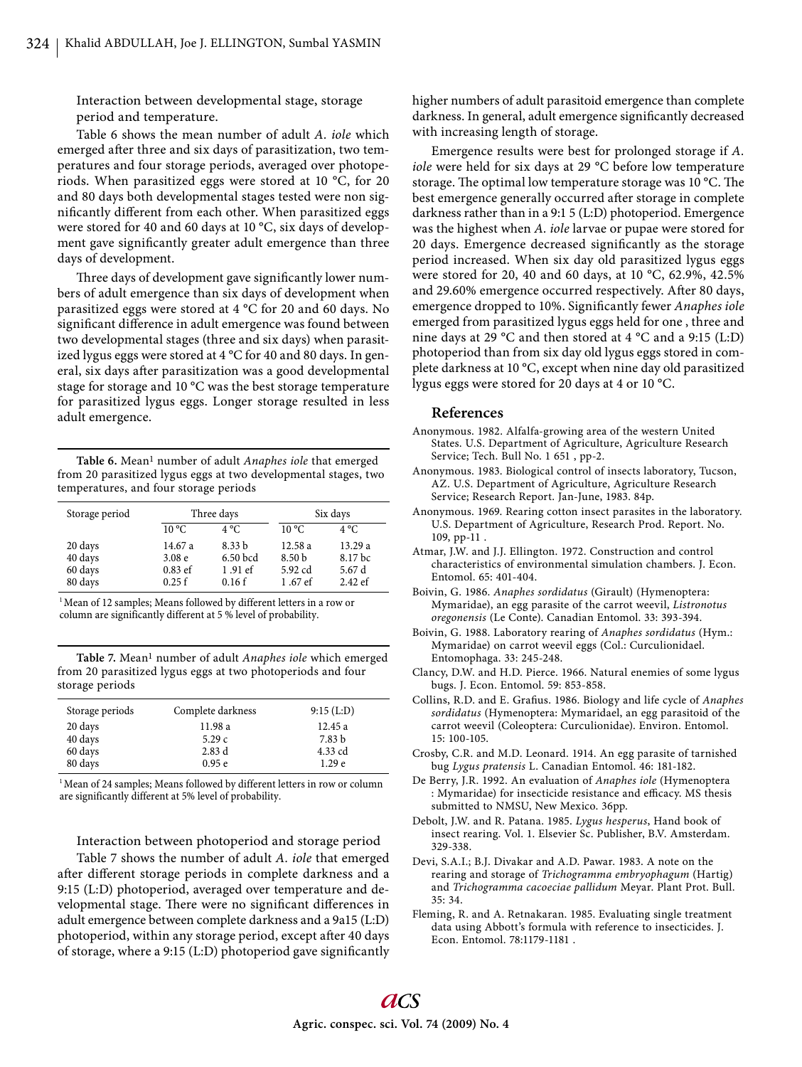Interaction between developmental stage, storage period and temperature.

Table 6 shows the mean number of adult *A. iole* which emerged after three and six days of parasitization, two temperatures and four storage periods, averaged over photoperiods. When parasitized eggs were stored at 10 °C, for 20 and 80 days both developmental stages tested were non significantly different from each other. When parasitized eggs were stored for 40 and 60 days at 10 °C, six days of development gave significantly greater adult emergence than three days of development.

Three days of development gave significantly lower numbers of adult emergence than six days of development when parasitized eggs were stored at 4 °C for 20 and 60 days. No significant difference in adult emergence was found between two developmental stages (three and six days) when parasitized lygus eggs were stored at 4 °C for 40 and 80 days. In general, six days after parasitization was a good developmental stage for storage and 10 °C was the best storage temperature for parasitized lygus eggs. Longer storage resulted in less adult emergence.

**Table 6.** Mean[1] number of adult *Anaphes iole* that emerged from 20 parasitized lygus eggs at two developmental stages, two temperatures, and four storage periods

| Storage period | Three days | | Six days | |
|---|---|---|---|---|
| | 10 °C | 4 °C | 10 °C | 4 °C |
| 20 days | 14.67 a | 8.33 b | 12.58 a | 13.29 a |
| 40 days | 3.08 e | 6.50 bcd | 8.50 b | 8.17 bc |
| 60 days | 0.83 ef | 1 .91 ef | 5.92 cd | 5.67 d |
| 80 days | 0.25 f | 0.16 f | 1 .67 ef | 2.42 ef |

[1] Mean of 12 samples; Means followed by different letters in a row or column are significantly different at 5 % level of probability.

**Table 7.** Mean[1] number of adult *Anaphes iole* which emerged from 20 parasitized lygus eggs at two photoperiods and four storage periods

| Storage periods | Complete darkness | 9:15 (L:D) |
|---|---|---|
| 20 days | 11.98 a | 12.45 a |
| 40 days | 5.29 c | 7.83 b |
| 60 days | 2.83 d | 4.33 cd |
| 80 days | 0.95 e | 1.29 e |

[1] Mean of 24 samples; Means followed by different letters in row or column are significantly different at 5% level of probability.

Interaction between photoperiod and storage period

Table 7 shows the number of adult *A. iole* that emerged after different storage periods in complete darkness and a 9:15 (L:D) photoperiod, averaged over temperature and developmental stage. There were no significant differences in adult emergence between complete darkness and a 9a15 (L:D) photoperiod, within any storage period, except after 40 days of storage, where a 9:15 (L:D) photoperiod gave significantly higher numbers of adult parasitoid emergence than complete darkness. In general, adult emergence significantly decreased with increasing length of storage.

Emergence results were best for prolonged storage if *A. iole* were held for six days at 29 °C before low temperature storage. The optimal low temperature storage was 10 °C. The best emergence generally occurred after storage in complete darkness rather than in a 9:1 5 (L:D) photoperiod. Emergence was the highest when *A. iole* larvae or pupae were stored for 20 days. Emergence decreased significantly as the storage period increased. When six day old parasitized lygus eggs were stored for 20, 40 and 60 days, at 10 °C, 62.9%, 42.5% and 29.60% emergence occurred respectively. After 80 days, emergence dropped to 10%. Significantly fewer *Anaphes iole* emerged from parasitized lygus eggs held for one , three and nine days at 29 °C and then stored at 4 °C and a 9:15 (L:D) photoperiod than from six day old lygus eggs stored in complete darkness at 10 °C, except when nine day old parasitized lygus eggs were stored for 20 days at 4 or 10 °C.

## References

Anonymous. 1982. Alfalfa-growing area of the western United States. U.S. Department of Agriculture, Agriculture Research Service; Tech. Bull No. 1 651 , pp-2.

Anonymous. 1983. Biological control of insects laboratory, Tucson, AZ. U.S. Department of Agriculture, Agriculture Research Service; Research Report. Jan-June, 1983. 84p.

Anonymous. 1969. Rearing cotton insect parasites in the laboratory. U.S. Department of Agriculture, Research Prod. Report. No. 109, pp-11 .

Atmar, J.W. and J.J. Ellington. 1972. Construction and control characteristics of environmental simulation chambers. J. Econ. Entomol. 65: 401-404.

Boivin, G. 1986. *Anaphes sordidatus* (Girault) (Hymenoptera: Mymaridae), an egg parasite of the carrot weevil, *Listronotus oregonensis* (Le Conte). Canadian Entomol. 33: 393-394.

Boivin, G. 1988. Laboratory rearing of *Anaphes sordidatus* (Hym.: Mymaridae) on carrot weevil eggs (Col.: Curculionidael. Entomophaga. 33: 245-248.

Clancy, D.W. and H.D. Pierce. 1966. Natural enemies of some lygus bugs. J. Econ. Entomol. 59: 853-858.

Collins, R.D. and E. Grafius. 1986. Biology and life cycle of *Anaphes sordidatus* (Hymenoptera: Mymaridael, an egg parasitoid of the carrot weevil (Coleoptera: Curculionidae). Environ. Entomol. 15: 100-105.

Crosby, C.R. and M.D. Leonard. 1914. An egg parasite of tarnished bug *Lygus pratensis* L. Canadian Entomol. 46: 181-182.

De Berry, J.R. 1992. An evaluation of *Anaphes iole* (Hymenoptera : Mymaridae) for insecticide resistance and efficacy. MS thesis submitted to NMSU, New Mexico. 36pp.

Debolt, J.W. and R. Patana. 1985. *Lygus hesperus*, Hand book of insect rearing. Vol. 1. Elsevier Sc. Publisher, B.V. Amsterdam. 329-338.

Devi, S.A.I.; B.J. Divakar and A.D. Pawar. 1983. A note on the rearing and storage of *Trichogramma embryophagum* (Hartig) and *Trichogramma cacoeciae pallidum* Meyar. Plant Prot. Bull. 35: 34.

Fleming, R. and A. Retnakaran. 1985. Evaluating single treatment data using Abbott's formula with reference to insecticides. J. Econ. Entomol. 78:1179-1181 .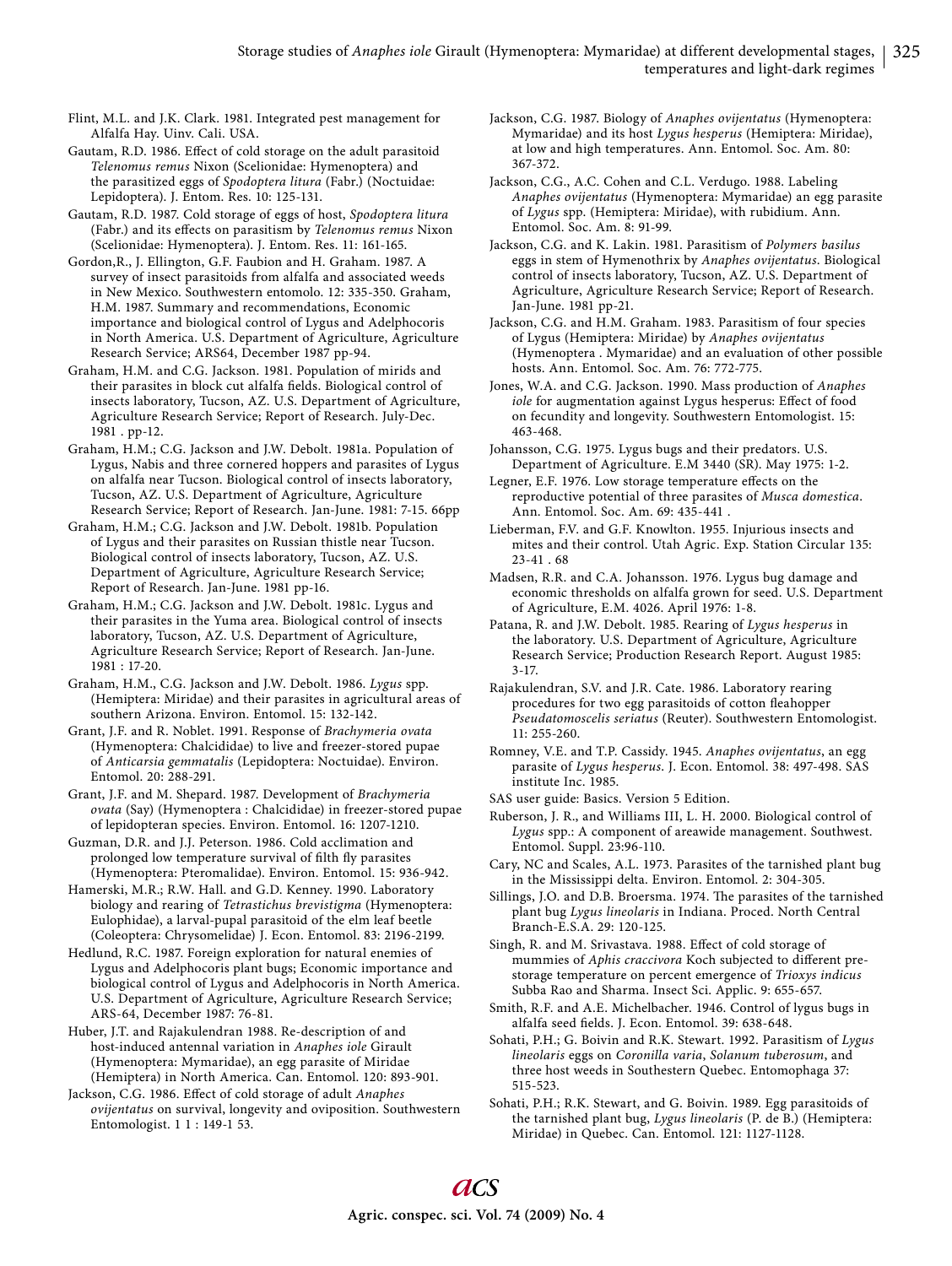Flint, M.L. and J.K. Clark. 1981. Integrated pest management for Alfalfa Hay. Uinv. Cali. USA.

Gautam, R.D. 1986. Effect of cold storage on the adult parasitoid *Telenomus remus* Nixon (Scelionidae: Hymenoptera) and the parasitized eggs of *Spodoptera litura* (Fabr.) (Noctuidae: Lepidoptera). J. Entom. Res. 10: 125-131.

Gautam, R.D. 1987. Cold storage of eggs of host, *Spodoptera litura* (Fabr.) and its effects on parasitism by *Telenomus remus* Nixon (Scelionidae: Hymenoptera). J. Entom. Res. 11: 161-165.

Gordon,R., J. Ellington, G.F. Faubion and H. Graham. 1987. A survey of insect parasitoids from alfalfa and associated weeds in New Mexico. Southwestern entomolo. 12: 335-350. Graham, H.M. 1987. Summary and recommendations, Economic importance and biological control of Lygus and Adelphocoris in North America. U.S. Department of Agriculture, Agriculture Research Service; ARS64, December 1987 pp-94.

Graham, H.M. and C.G. Jackson. 1981. Population of mirids and their parasites in block cut alfalfa fields. Biological control of insects laboratory, Tucson, AZ. U.S. Department of Agriculture, Agriculture Research Service; Report of Research. July-Dec. 1981 . pp-12.

Graham, H.M.; C.G. Jackson and J.W. Debolt. 1981a. Population of Lygus, Nabis and three cornered hoppers and parasites of Lygus on alfalfa near Tucson. Biological control of insects laboratory, Tucson, AZ. U.S. Department of Agriculture, Agriculture Research Service; Report of Research. Jan-June. 1981: 7-15. 66pp

Graham, H.M.; C.G. Jackson and J.W. Debolt. 1981b. Population of Lygus and their parasites on Russian thistle near Tucson. Biological control of insects laboratory, Tucson, AZ. U.S. Department of Agriculture, Agriculture Research Service; Report of Research. Jan-June. 1981 pp-16.

Graham, H.M.; C.G. Jackson and J.W. Debolt. 1981c. Lygus and their parasites in the Yuma area. Biological control of insects laboratory, Tucson, AZ. U.S. Department of Agriculture, Agriculture Research Service; Report of Research. Jan-June. 1981 : 17-20.

Graham, H.M., C.G. Jackson and J.W. Debolt. 1986. *Lygus* spp. (Hemiptera: Miridae) and their parasites in agricultural areas of southern Arizona. Environ. Entomol. 15: 132-142.

Grant, J.F. and R. Noblet. 1991. Response of *Brachymeria ovata* (Hymenoptera: Chalcididae) to live and freezer-stored pupae of *Anticarsia gemmatalis* (Lepidoptera: Noctuidae). Environ. Entomol. 20: 288-291.

Grant, J.F. and M. Shepard. 1987. Development of *Brachymeria ovata* (Say) (Hymenoptera : Chalcididae) in freezer-stored pupae of lepidopteran species. Environ. Entomol. 16: 1207-1210.

Guzman, D.R. and J.J. Peterson. 1986. Cold acclimation and prolonged low temperature survival of filth fly parasites (Hymenoptera: Pteromalidae). Environ. Entomol. 15: 936-942.

Hamerski, M.R.; R.W. Hall. and G.D. Kenney. 1990. Laboratory biology and rearing of *Tetrastichus brevistigma* (Hymenoptera: Eulophidae), a larval-pupal parasitoid of the elm leaf beetle (Coleoptera: Chrysomelidae) J. Econ. Entomol. 83: 2196-2199.

Hedlund, R.C. 1987. Foreign exploration for natural enemies of Lygus and Adelphocoris plant bugs; Economic importance and biological control of Lygus and Adelphocoris in North America. U.S. Department of Agriculture, Agriculture Research Service; ARS-64, December 1987: 76-81.

Huber, J.T. and Rajakulendran 1988. Re-description of and host-induced antennal variation in *Anaphes iole* Girault (Hymenoptera: Mymaridae), an egg parasite of Miridae (Hemiptera) in North America. Can. Entomol. 120: 893-901.

Jackson, C.G. 1986. Effect of cold storage of adult *Anaphes ovijentatus* on survival, longevity and oviposition. Southwestern Entomologist. 1 1 : 149-1 53.

Jackson, C.G. 1987. Biology of *Anaphes ovijentatus* (Hymenoptera: Mymaridae) and its host *Lygus hesperus* (Hemiptera: Miridae), at low and high temperatures. Ann. Entomol. Soc. Am. 80: 367-372.

Jackson, C.G., A.C. Cohen and C.L. Verdugo. 1988. Labeling *Anaphes ovijentatus* (Hymenoptera: Mymaridae) an egg parasite of *Lygus* spp. (Hemiptera: Miridae), with rubidium. Ann. Entomol. Soc. Am. 8: 91-99.

Jackson, C.G. and K. Lakin. 1981. Parasitism of *Polymers basilus* eggs in stem of Hymenothrix by *Anaphes ovijentatus*. Biological control of insects laboratory, Tucson, AZ. U.S. Department of Agriculture, Agriculture Research Service; Report of Research. Jan-June. 1981 pp-21.

Jackson, C.G. and H.M. Graham. 1983. Parasitism of four species of Lygus (Hemiptera: Miridae) by *Anaphes ovijentatus* (Hymenoptera . Mymaridae) and an evaluation of other possible hosts. Ann. Entomol. Soc. Am. 76: 772-775.

Jones, W.A. and C.G. Jackson. 1990. Mass production of *Anaphes iole* for augmentation against Lygus hesperus: Effect of food on fecundity and longevity. Southwestern Entomologist. 15: 463-468.

Johansson, C.G. 1975. Lygus bugs and their predators. U.S. Department of Agriculture. E.M 3440 (SR). May 1975: 1-2.

Legner, E.F. 1976. Low storage temperature effects on the reproductive potential of three parasites of *Musca domestica*. Ann. Entomol. Soc. Am. 69: 435-441 .

Lieberman, F.V. and G.F. Knowlton. 1955. Injurious insects and mites and their control. Utah Agric. Exp. Station Circular 135: 23-41 . 68

Madsen, R.R. and C.A. Johansson. 1976. Lygus bug damage and economic thresholds on alfalfa grown for seed. U.S. Department of Agriculture, E.M. 4026. April 1976: 1-8.

Patana, R. and J.W. Debolt. 1985. Rearing of *Lygus hesperus* in the laboratory. U.S. Department of Agriculture, Agriculture Research Service; Production Research Report. August 1985: 3-17.

Rajakulendran, S.V. and J.R. Cate. 1986. Laboratory rearing procedures for two egg parasitoids of cotton fleahopper *Pseudatomoscelis seriatus* (Reuter). Southwestern Entomologist. 11: 255-260.

Romney, V.E. and T.P. Cassidy. 1945. *Anaphes ovijentatus*, an egg parasite of *Lygus hesperus*. J. Econ. Entomol. 38: 497-498. SAS institute Inc. 1985.

SAS user guide: Basics. Version 5 Edition.

Ruberson, J. R., and Williams III, L. H. 2000. Biological control of *Lygus* spp.: A component of areawide management. Southwest. Entomol. Suppl. 23:96-110.

Cary, NC and Scales, A.L. 1973. Parasites of the tarnished plant bug in the Mississippi delta. Environ. Entomol. 2: 304-305.

Sillings, J.O. and D.B. Broersma. 1974. The parasites of the tarnished plant bug *Lygus lineolaris* in Indiana. Proced. North Central Branch-E.S.A. 29: 120-125.

Singh, R. and M. Srivastava. 1988. Effect of cold storage of mummies of *Aphis craccivora* Koch subjected to different pre-storage temperature on percent emergence of *Trioxys indicus* Subba Rao and Sharma. Insect Sci. Applic. 9: 655-657.

Smith, R.F. and A.E. Michelbacher. 1946. Control of lygus bugs in alfalfa seed fields. J. Econ. Entomol. 39: 638-648.

Sohati, P.H.; G. Boivin and R.K. Stewart. 1992. Parasitism of *Lygus lineolaris* eggs on *Coronilla varia*, *Solanum tuberosum*, and three host weeds in Southestern Quebec. Entomophaga 37: 515-523.

Sohati, P.H.; R.K. Stewart, and G. Boivin. 1989. Egg parasitoids of the tarnished plant bug, *Lygus lineolaris* (P. de B.) (Hemiptera: Miridae) in Quebec. Can. Entomol. 121: 1127-1128.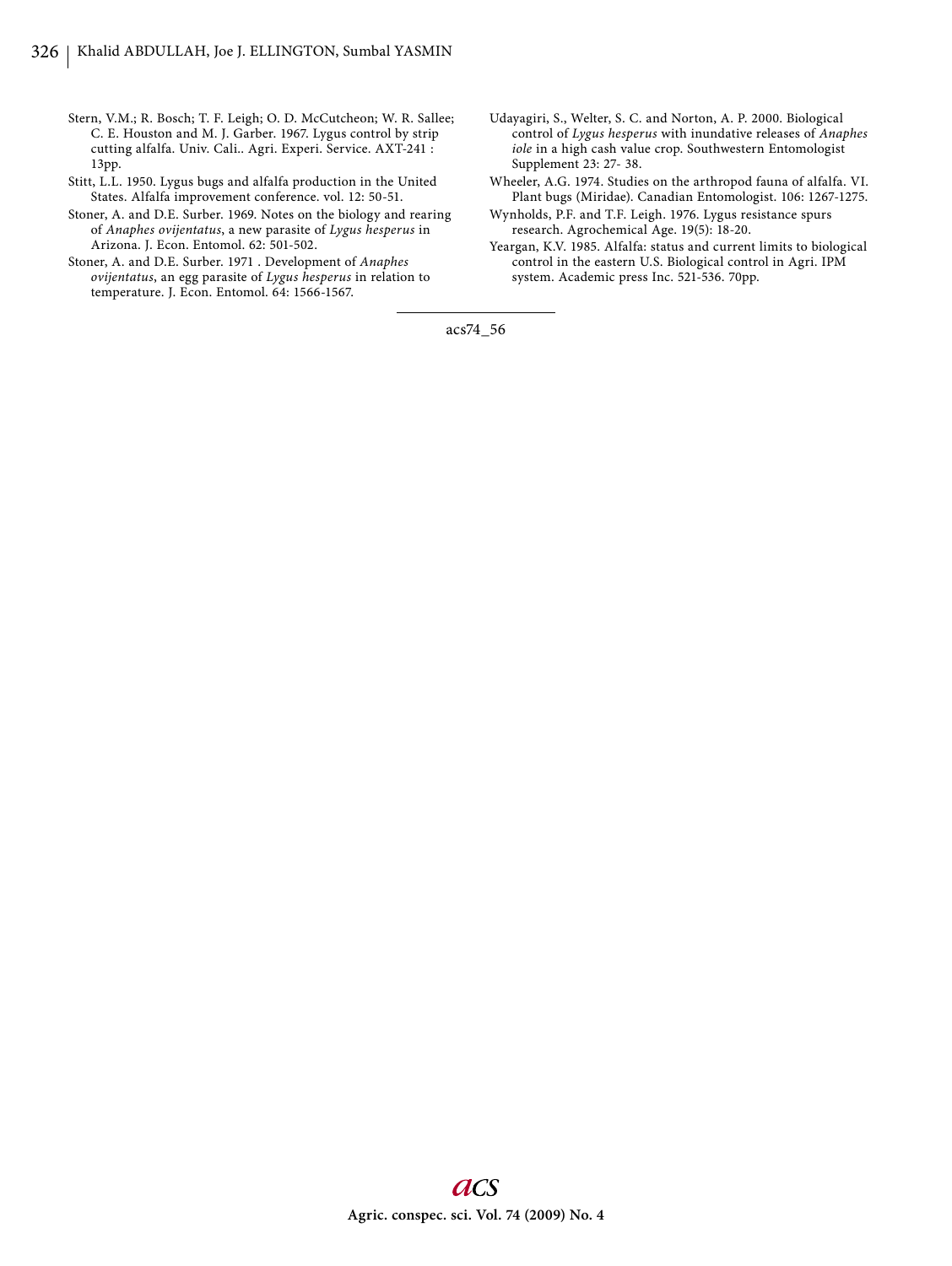Stern, V.M.; R. Bosch; T. F. Leigh; O. D. McCutcheon; W. R. Sallee; C. E. Houston and M. J. Garber. 1967. Lygus control by strip cutting alfalfa. Univ. Cali.. Agri. Experi. Service. AXT-241 : 13pp.

Stitt, L.L. 1950. Lygus bugs and alfalfa production in the United States. Alfalfa improvement conference. vol. 12: 50-51.

Stoner, A. and D.E. Surber. 1969. Notes on the biology and rearing of *Anaphes ovijentatus*, a new parasite of *Lygus hesperus* in Arizona. J. Econ. Entomol. 62: 501-502.

Stoner, A. and D.E. Surber. 1971 . Development of *Anaphes ovijentatus*, an egg parasite of *Lygus hesperus* in relation to temperature. J. Econ. Entomol. 64: 1566-1567.

Udayagiri, S., Welter, S. C. and Norton, A. P. 2000. Biological control of *Lygus hesperus* with inundative releases of *Anaphes iole* in a high cash value crop. Southwestern Entomologist Supplement 23: 27- 38.

Wheeler, A.G. 1974. Studies on the arthropod fauna of alfalfa. VI. Plant bugs (Miridae). Canadian Entomologist. 106: 1267-1275.

Wynholds, P.F. and T.F. Leigh. 1976. Lygus resistance spurs research. Agrochemical Age. 19(5): 18-20.

Yeargan, K.V. 1985. Alfalfa: status and current limits to biological control in the eastern U.S. Biological control in Agri. IPM system. Academic press Inc. 521-536. 70pp.

acs74_56